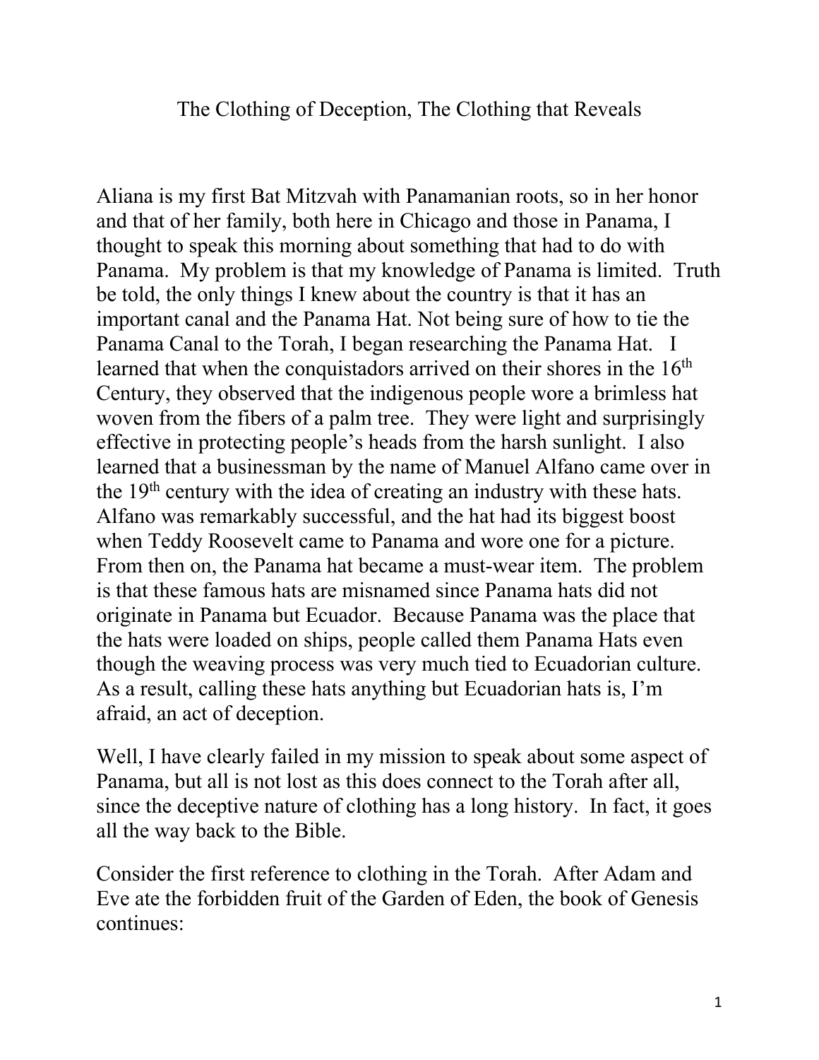# The Clothing of Deception, The Clothing that Reveals

Aliana is my first Bat Mitzvah with Panamanian roots, so in her honor and that of her family, both here in Chicago and those in Panama, I thought to speak this morning about something that had to do with Panama. My problem is that my knowledge of Panama is limited. Truth be told, the only things I knew about the country is that it has an important canal and the Panama Hat. Not being sure of how to tie the Panama Canal to the Torah, I began researching the Panama Hat. I learned that when the conquistadors arrived on their shores in the 16th Century, they observed that the indigenous people wore a brimless hat woven from the fibers of a palm tree. They were light and surprisingly effective in protecting people's heads from the harsh sunlight. I also learned that a businessman by the name of Manuel Alfano came over in the 19th century with the idea of creating an industry with these hats. Alfano was remarkably successful, and the hat had its biggest boost when Teddy Roosevelt came to Panama and wore one for a picture. From then on, the Panama hat became a must-wear item. The problem is that these famous hats are misnamed since Panama hats did not originate in Panama but Ecuador. Because Panama was the place that the hats were loaded on ships, people called them Panama Hats even though the weaving process was very much tied to Ecuadorian culture. As a result, calling these hats anything but Ecuadorian hats is, I'm afraid, an act of deception.

Well, I have clearly failed in my mission to speak about some aspect of Panama, but all is not lost as this does connect to the Torah after all, since the deceptive nature of clothing has a long history. In fact, it goes all the way back to the Bible.

Consider the first reference to clothing in the Torah. After Adam and Eve ate the forbidden fruit of the Garden of Eden, the book of Genesis continues: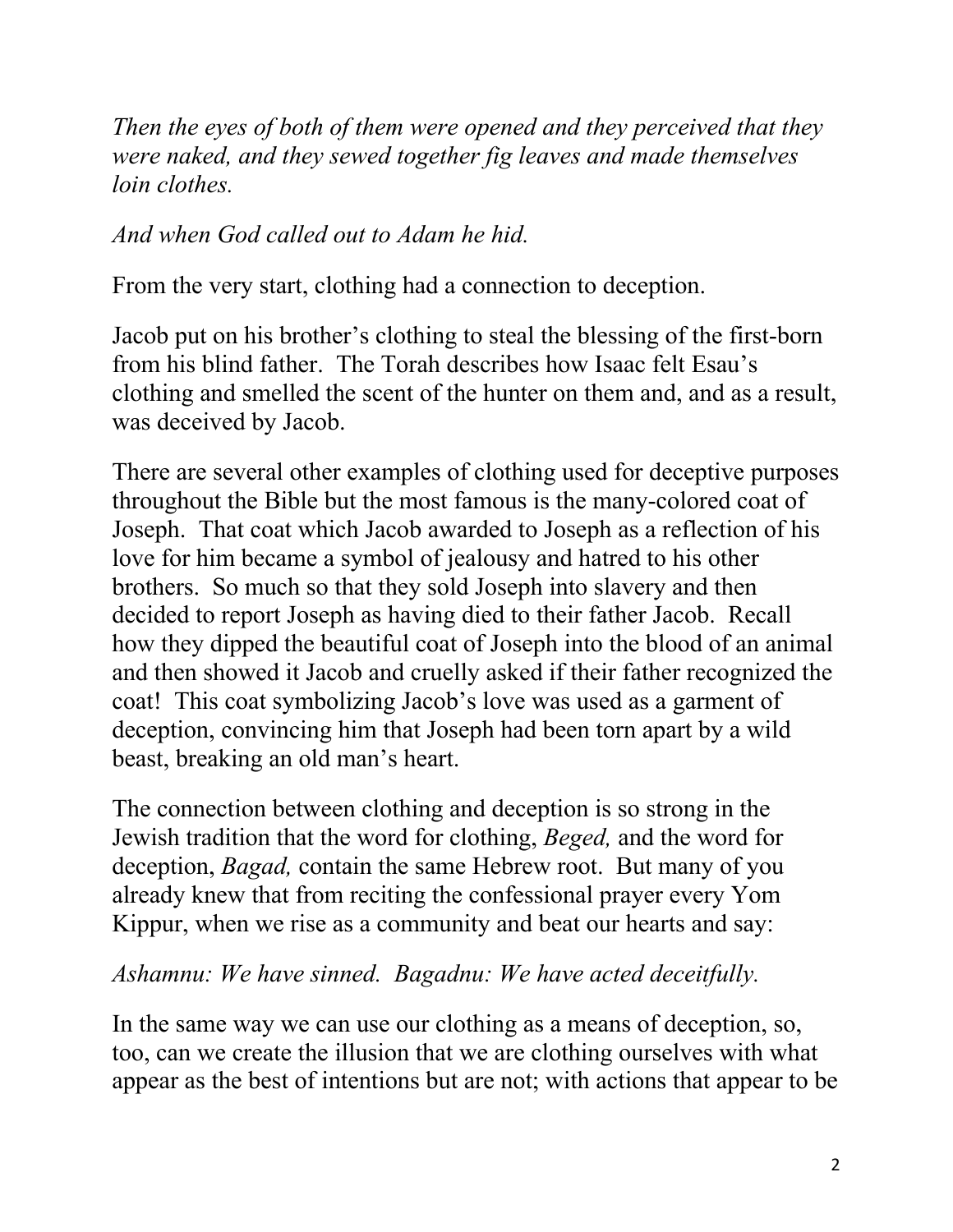*Then the eyes of both of them were opened and they perceived that they were naked, and they sewed together fig leaves and made themselves loin clothes.*

*And when God called out to Adam he hid.*

From the very start, clothing had a connection to deception.

Jacob put on his brother's clothing to steal the blessing of the first-born from his blind father. The Torah describes how Isaac felt Esau's clothing and smelled the scent of the hunter on them and, and as a result, was deceived by Jacob.

There are several other examples of clothing used for deceptive purposes throughout the Bible but the most famous is the many-colored coat of Joseph. That coat which Jacob awarded to Joseph as a reflection of his love for him became a symbol of jealousy and hatred to his other brothers. So much so that they sold Joseph into slavery and then decided to report Joseph as having died to their father Jacob. Recall how they dipped the beautiful coat of Joseph into the blood of an animal and then showed it Jacob and cruelly asked if their father recognized the coat! This coat symbolizing Jacob's love was used as a garment of deception, convincing him that Joseph had been torn apart by a wild beast, breaking an old man's heart.

The connection between clothing and deception is so strong in the Jewish tradition that the word for clothing, *Beged,* and the word for deception, *Bagad,* contain the same Hebrew root. But many of you already knew that from reciting the confessional prayer every Yom Kippur, when we rise as a community and beat our hearts and say:

*Ashamnu: We have sinned. Bagadnu: We have acted deceitfully.*

In the same way we can use our clothing as a means of deception, so, too, can we create the illusion that we are clothing ourselves with what appear as the best of intentions but are not; with actions that appear to be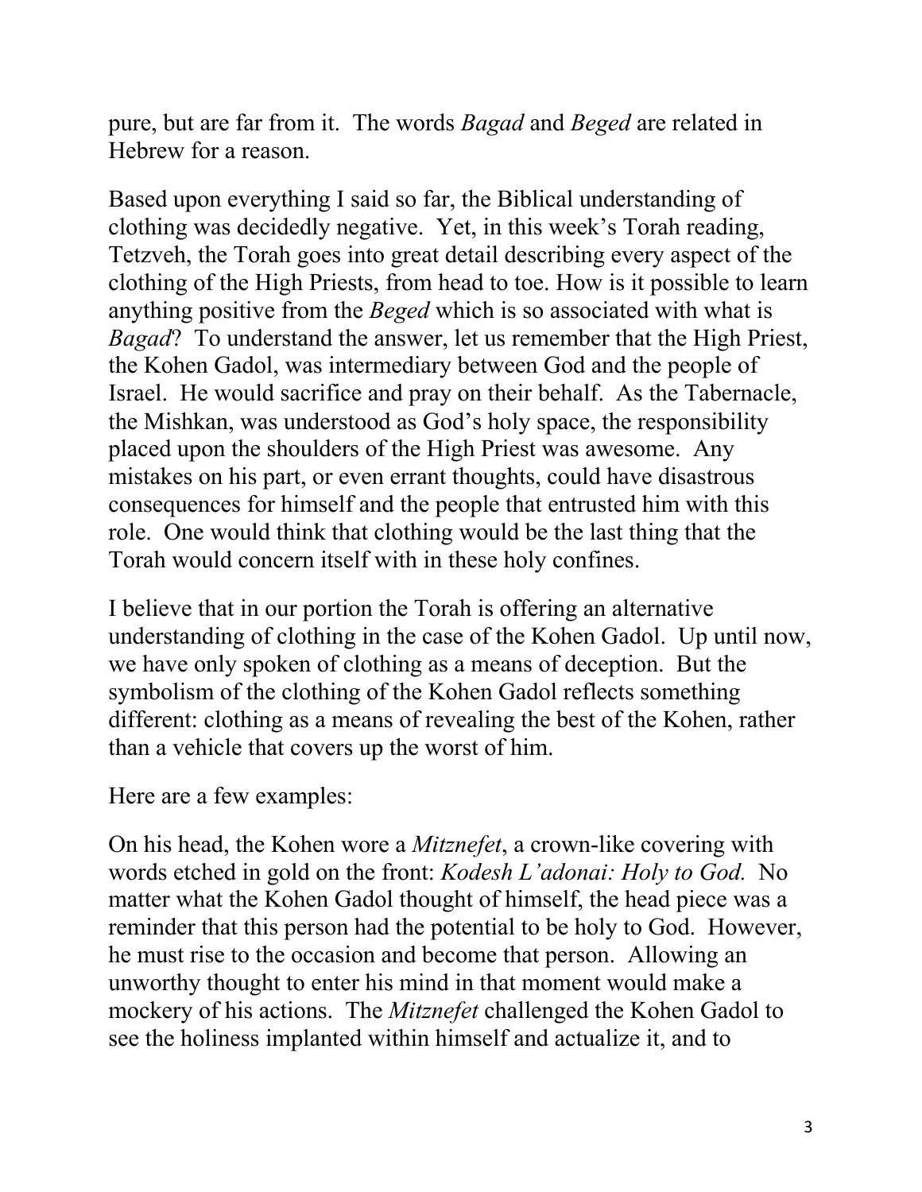pure, but are far from it. The words *Bagad* and *Beged* are related in Hebrew for a reason.

Based upon everything I said so far, the Biblical understanding of clothing was decidedly negative. Yet, in this week's Torah reading, Tetzveh, the Torah goes into great detail describing every aspect of the clothing of the High Priests, from head to toe. How is it possible to learn anything positive from the *Beged* which is so associated with what is *Bagad*? To understand the answer, let us remember that the High Priest, the Kohen Gadol, was intermediary between God and the people of Israel. He would sacrifice and pray on their behalf. As the Tabernacle, the Mishkan, was understood as God's holy space, the responsibility placed upon the shoulders of the High Priest was awesome. Any mistakes on his part, or even errant thoughts, could have disastrous consequences for himself and the people that entrusted him with this role. One would think that clothing would be the last thing that the Torah would concern itself with in these holy confines.

I believe that in our portion the Torah is offering an alternative understanding of clothing in the case of the Kohen Gadol. Up until now, we have only spoken of clothing as a means of deception. But the symbolism of the clothing of the Kohen Gadol reflects something different: clothing as a means of revealing the best of the Kohen, rather than a vehicle that covers up the worst of him.

Here are a few examples:

On his head, the Kohen wore a *Mitznefet*, a crown-like covering with words etched in gold on the front: *Kodesh L'adonai: Holy to God.* No matter what the Kohen Gadol thought of himself, the head piece was a reminder that this person had the potential to be holy to God. However, he must rise to the occasion and become that person. Allowing an unworthy thought to enter his mind in that moment would make a mockery of his actions. The *Mitznefet* challenged the Kohen Gadol to see the holiness implanted within himself and actualize it, and to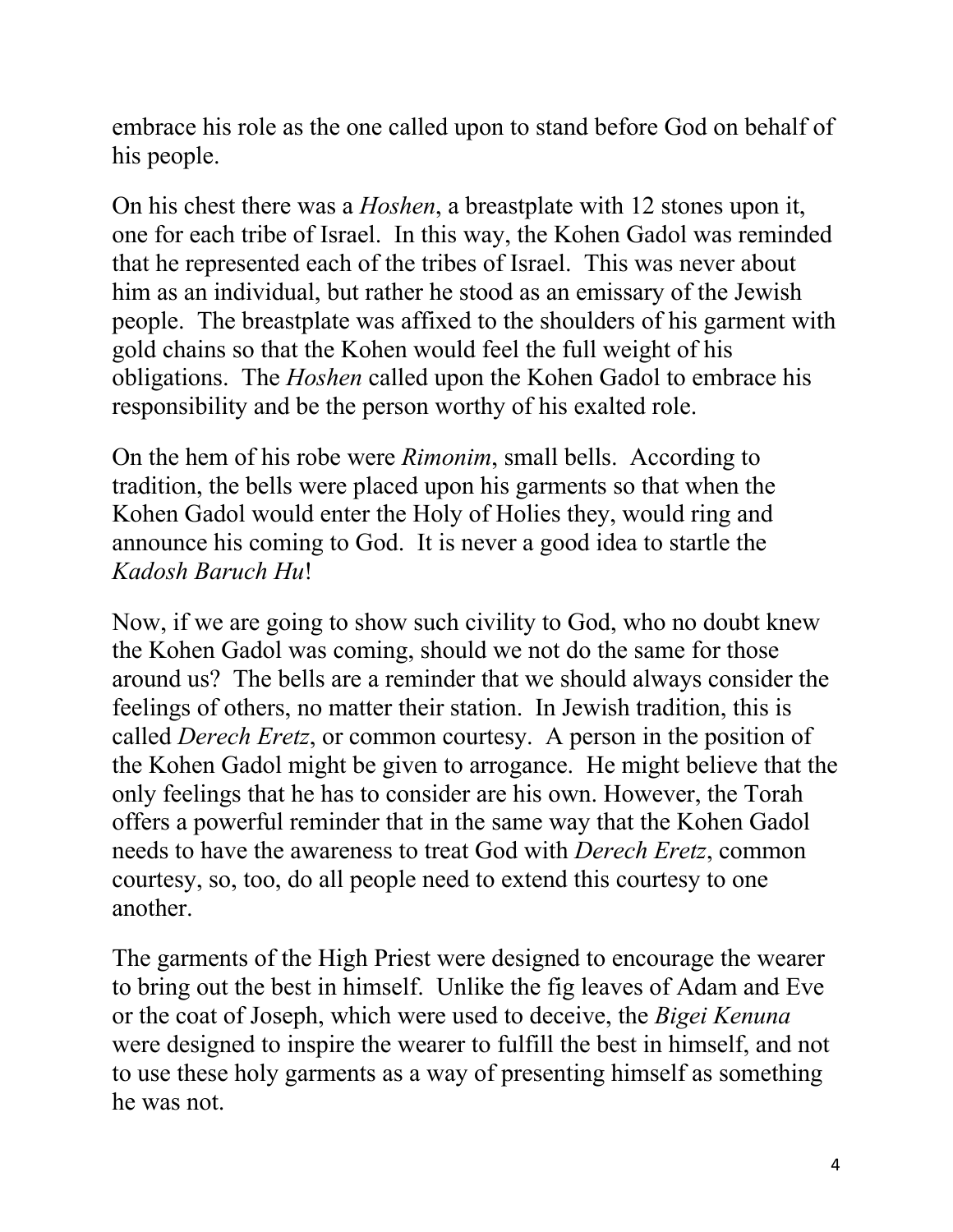embrace his role as the one called upon to stand before God on behalf of his people.

On his chest there was a *Hoshen*, a breastplate with 12 stones upon it, one for each tribe of Israel. In this way, the Kohen Gadol was reminded that he represented each of the tribes of Israel. This was never about him as an individual, but rather he stood as an emissary of the Jewish people. The breastplate was affixed to the shoulders of his garment with gold chains so that the Kohen would feel the full weight of his obligations. The *Hoshen* called upon the Kohen Gadol to embrace his responsibility and be the person worthy of his exalted role.

On the hem of his robe were *Rimonim*, small bells. According to tradition, the bells were placed upon his garments so that when the Kohen Gadol would enter the Holy of Holies they, would ring and announce his coming to God. It is never a good idea to startle the *Kadosh Baruch Hu*!

Now, if we are going to show such civility to God, who no doubt knew the Kohen Gadol was coming, should we not do the same for those around us? The bells are a reminder that we should always consider the feelings of others, no matter their station. In Jewish tradition, this is called *Derech Eretz*, or common courtesy. A person in the position of the Kohen Gadol might be given to arrogance. He might believe that the only feelings that he has to consider are his own. However, the Torah offers a powerful reminder that in the same way that the Kohen Gadol needs to have the awareness to treat God with *Derech Eretz*, common courtesy, so, too, do all people need to extend this courtesy to one another.

The garments of the High Priest were designed to encourage the wearer to bring out the best in himself. Unlike the fig leaves of Adam and Eve or the coat of Joseph, which were used to deceive, the *Bigei Kenuna* were designed to inspire the wearer to fulfill the best in himself, and not to use these holy garments as a way of presenting himself as something he was not.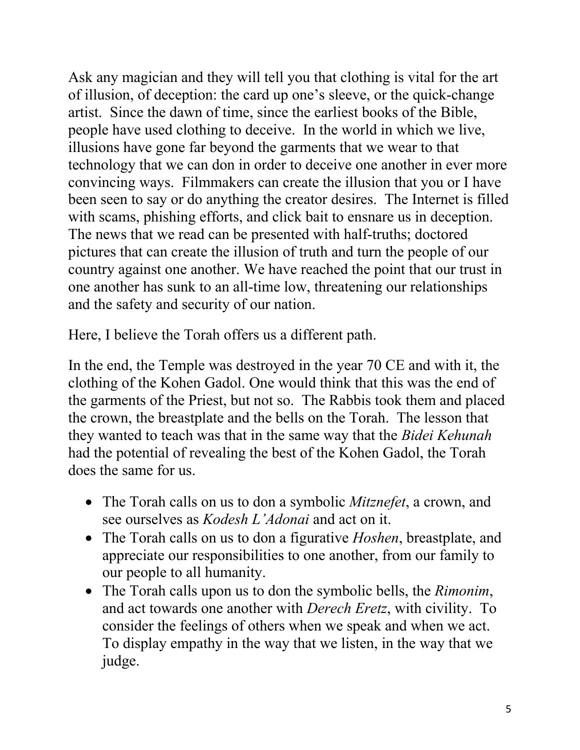Ask any magician and they will tell you that clothing is vital for the art of illusion, of deception: the card up one's sleeve, or the quick-change artist. Since the dawn of time, since the earliest books of the Bible, people have used clothing to deceive. In the world in which we live, illusions have gone far beyond the garments that we wear to that technology that we can don in order to deceive one another in ever more convincing ways. Filmmakers can create the illusion that you or I have been seen to say or do anything the creator desires. The Internet is filled with scams, phishing efforts, and click bait to ensnare us in deception. The news that we read can be presented with half-truths; doctored pictures that can create the illusion of truth and turn the people of our country against one another. We have reached the point that our trust in one another has sunk to an all-time low, threatening our relationships and the safety and security of our nation.

Here, I believe the Torah offers us a different path.

In the end, the Temple was destroyed in the year 70 CE and with it, the clothing of the Kohen Gadol. One would think that this was the end of the garments of the Priest, but not so. The Rabbis took them and placed the crown, the breastplate and the bells on the Torah. The lesson that they wanted to teach was that in the same way that the *Bidei Kehunah* had the potential of revealing the best of the Kohen Gadol, the Torah does the same for us.

- The Torah calls on us to don a symbolic *Mitznefet*, a crown, and see ourselves as *Kodesh L'Adonai* and act on it.
- The Torah calls on us to don a figurative *Hoshen*, breastplate, and appreciate our responsibilities to one another, from our family to our people to all humanity.
- The Torah calls upon us to don the symbolic bells, the *Rimonim*, and act towards one another with *Derech Eretz*, with civility. To consider the feelings of others when we speak and when we act. To display empathy in the way that we listen, in the way that we judge.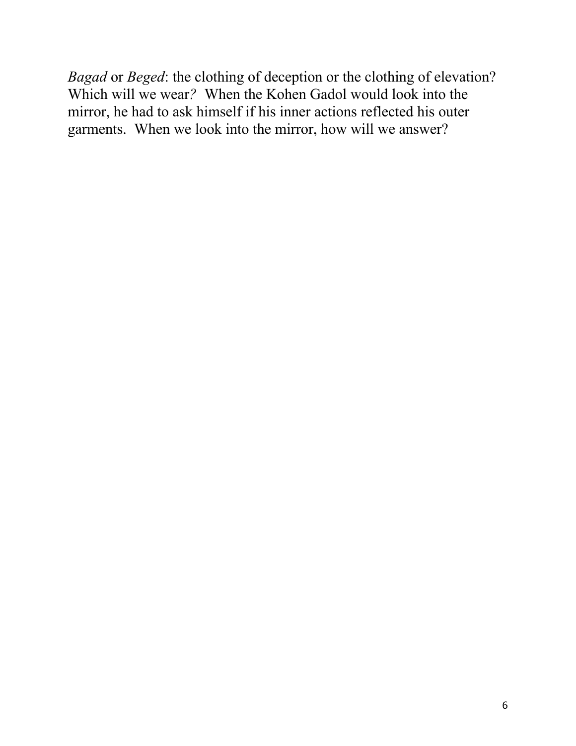*Bagad* or *Beged*: the clothing of deception or the clothing of elevation? Which will we wear? When the Kohen Gadol would look into the mirror, he had to ask himself if his inner actions reflected his outer garments. When we look into the mirror, how will we answer?